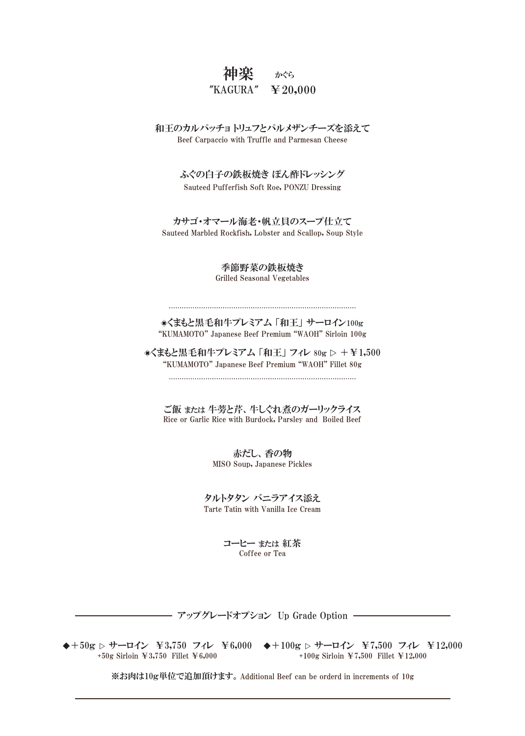# 神楽　かぐら

## "KAGURA"　￥20,000

**和王のカルパッチョ トリュフとパルメザンチーズを添えて**
Beef Carpaccio with Truffle and Parmesan Cheese

**ふぐの白子の鉄板焼き ぽん酢ドレッシング**
Sauteed Pufferfish Soft Roe, PONZU Dressing

**カサゴ・オマール海老・帆立貝のスープ仕立て**
Sauteed Marbled Rockfish, Lobster and Scallop, Soup Style

**季節野菜の鉄板焼き**
Grilled Seasonal Vegetables

………………………………………………………………………………

**◉くまもと黒毛和牛プレミアム「和王」サーロイン100g**
"KUMAMOTO" Japanese Beef Premium "WAOH" Sirloin 100g

**◉くまもと黒毛和牛プレミアム「和王」フィレ 80g ▷ ＋￥1,500**
"KUMAMOTO" Japanese Beef Premium "WAOH" Fillet 80g

………………………………………………………………………………

**ご飯 または 牛蒡と芹、牛しぐれ煮のガーリックライス**
Rice or Garlic Rice with Burdock, Parsley and Boiled Beef

**赤だし、香の物**
MISO Soup, Japanese Pickles

**タルトタタン バニラアイス添え**
Tarte Tatin with Vanilla Ice Cream

**コーヒー または 紅茶**
Coffee or Tea

---

**アップグレードオプション　Up Grade Option**

◆＋50g ▷ サーロイン　￥3,750　フィレ　￥6,000
+50g Sirloin ￥3,750　Fillet ￥6,000

◆＋100g ▷ サーロイン　￥7,500　フィレ　￥12,000
+100g Sirloin ￥7,500　Fillet ￥12,000

※お肉は10g単位で追加頂けます。Additional Beef can be orderd in increments of 10g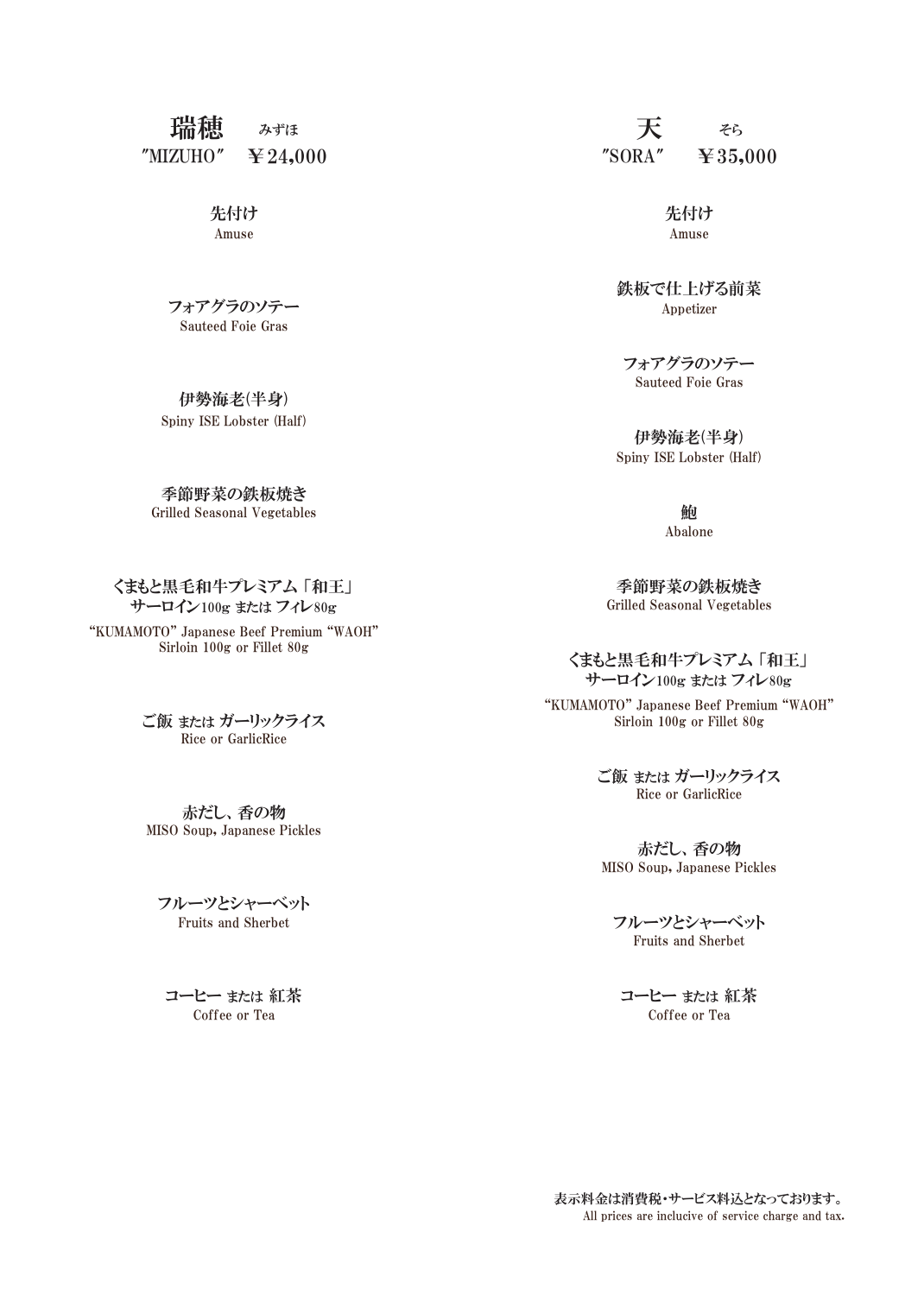## 瑞穂　みずほ
## ″MIZUHO″　￥24,000

先付け
Amuse

フォアグラのソテー
Sauteed Foie Gras

伊勢海老(半身)
Spiny ISE Lobster (Half)

季節野菜の鉄板焼き
Grilled Seasonal Vegetables

くまもと黒毛和牛プレミアム「和王」
サーロイン100g または フィレ80g
“KUMAMOTO” Japanese Beef Premium “WAOH”
Sirloin 100g or Fillet 80g

ご飯 または ガーリックライス
Rice or GarlicRice

赤だし、香の物
MISO Soup, Japanese Pickles

フルーツとシャーベット
Fruits and Sherbet

コーヒー または 紅茶
Coffee or Tea

## 天　そら
## ″SORA″　￥35,000

先付け
Amuse

鉄板で仕上げる前菜
Appetizer

フォアグラのソテー
Sauteed Foie Gras

伊勢海老(半身)
Spiny ISE Lobster (Half)

鮑
Abalone

季節野菜の鉄板焼き
Grilled Seasonal Vegetables

くまもと黒毛和牛プレミアム「和王」
サーロイン100g または フィレ80g
“KUMAMOTO” Japanese Beef Premium “WAOH”
Sirloin 100g or Fillet 80g

ご飯 または ガーリックライス
Rice or GarlicRice

赤だし、香の物
MISO Soup, Japanese Pickles

フルーツとシャーベット
Fruits and Sherbet

コーヒー または 紅茶
Coffee or Tea

表示料金は消費税・サービス料込となっております。
All prices are inclucive of service charge and tax.